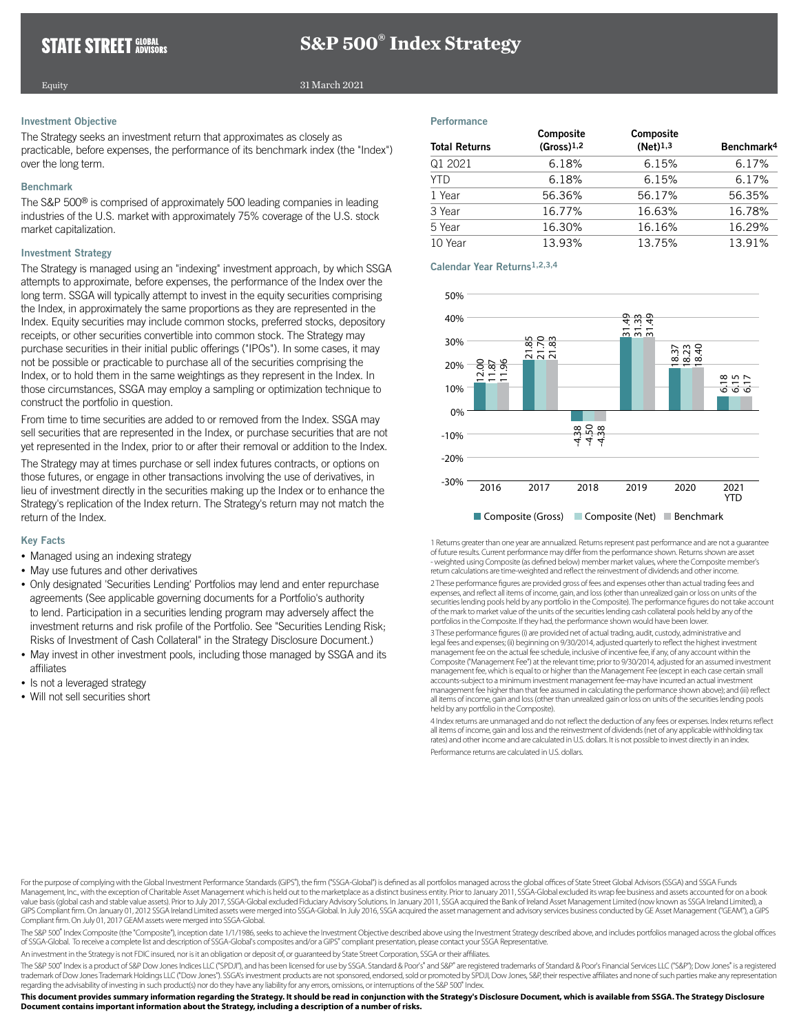# S&P 500® Index Strategy

Equity — 31 March 2021

## Investment Objective

The Strategy seeks an investment return that approximates as closely as practicable, before expenses, the performance of its benchmark index (the "Index") over the long term.

## Benchmark

The S&P 500® is comprised of approximately 500 leading companies in leading industries of the U.S. market with approximately 75% coverage of the U.S. stock market capitalization.

## Investment Strategy

The Strategy is managed using an "indexing" investment approach, by which SSGA attempts to approximate, before expenses, the performance of the Index over the long term. SSGA will typically attempt to invest in the equity securities comprising the Index, in approximately the same proportions as they are represented in the Index. Equity securities may include common stocks, preferred stocks, depository receipts, or other securities convertible into common stock. The Strategy may purchase securities in their initial public offerings ("IPOs"). In some cases, it may not be possible or practicable to purchase all of the securities comprising the Index, or to hold them in the same weightings as they represent in the Index. In those circumstances, SSGA may employ a sampling or optimization technique to construct the portfolio in question.

From time to time securities are added to or removed from the Index. SSGA may sell securities that are represented in the Index, or purchase securities that are not yet represented in the Index, prior to or after their removal or addition to the Index.

The Strategy may at times purchase or sell index futures contracts, or options on those futures, or engage in other transactions involving the use of derivatives, in lieu of investment directly in the securities making up the Index or to enhance the Strategy's replication of the Index return. The Strategy's return may not match the return of the Index.

## Key Facts

- Managed using an indexing strategy
- May use futures and other derivatives
- Only designated 'Securities Lending' Portfolios may lend and enter repurchase agreements (See applicable governing documents for a Portfolio's authority to lend. Participation in a securities lending program may adversely affect the investment returns and risk profile of the Portfolio. See "Securities Lending Risk; Risks of Investment of Cash Collateral" in the Strategy Disclosure Document.)
- May invest in other investment pools, including those managed by SSGA and its affiliates
- Is not a leveraged strategy
- Will not sell securities short

## Performance

| Total Returns | Composite (Gross)[1,2] | Composite (Net)[1,3] | Benchmark[4] |
|---|---|---|---|
| Q1 2021 | 6.18% | 6.15% | 6.17% |
| YTD | 6.18% | 6.15% | 6.17% |
| 1 Year | 56.36% | 56.17% | 56.35% |
| 3 Year | 16.77% | 16.63% | 16.78% |
| 5 Year | 16.30% | 16.16% | 16.29% |
| 10 Year | 13.93% | 13.75% | 13.91% |

## Calendar Year Returns[1,2,3,4]

| Year | Composite (Gross) | Composite (Net) | Benchmark |
|---|---|---|---|
| 2016 | 12.00 | 11.87 | 11.96 |
| 2017 | 21.85 | 21.70 | 21.83 |
| 2018 | -4.38 | -4.50 | -4.38 |
| 2019 | 31.49 | 31.33 | 31.49 |
| 2020 | 18.37 | 18.23 | 18.40 |
| 2021 YTD | 6.18 | 6.15 | 6.17 |

1 Returns greater than one year are annualized. Returns represent past performance and are not a guarantee of future results. Current performance may differ from the performance shown. Returns shown are asset - weighted using Composite (as defined below) member market values, where the Composite member's return calculations are time-weighted and reflect the reinvestment of dividends and other income.

2 These performance figures are provided gross of fees and expenses other than actual trading fees and expenses, and reflect all items of income, gain, and loss (other than unrealized gain or loss on units of the securities lending pools held by any portfolio in the Composite). The performance figures do not take account of the mark to market value of the units of the securities lending cash collateral pools held by any of the portfolios in the Composite. If they had, the performance shown would have been lower.

3 These performance figures (i) are provided net of actual trading, audit, custody, administrative and legal fees and expenses; (ii) beginning on 9/30/2014, adjusted quarterly to reflect the highest investment management fee on the actual fee schedule, inclusive of incentive fee, if any, of any account within the Composite ("Management Fee") at the relevant time; prior to 9/30/2014, adjusted for an assumed investment management fee, which is equal to or higher than the Management Fee (except in each case certain small accounts-subject to a minimum investment management fee-may have incurred an actual investment management fee higher than that fee assumed in calculating the performance shown above); and (iii) reflect all items of income, gain and loss (other than unrealized gain or loss on units of the securities lending pools held by any portfolio in the Composite).

4 Index returns are unmanaged and do not reflect the deduction of any fees or expenses. Index returns reflect all items of income, gain and loss and the reinvestment of dividends (net of any applicable withholding tax rates) and other income and are calculated in U.S. dollars. It is not possible to invest directly in an index.

Performance returns are calculated in U.S. dollars.

For the purpose of complying with the Global Investment Performance Standards (GIPS®), the firm ("SSGA-Global") is defined as all portfolios managed across the global offices of State Street Global Advisors (SSGA) and SSGA Funds Management, Inc., with the exception of Charitable Asset Management which is held out to the marketplace as a distinct business entity. Prior to January 2011, SSGA-Global excluded its wrap fee business and assets accounted for on a book value basis (global cash and stable value assets). Prior to July 2017, SSGA-Global excluded Fiduciary Advisory Solutions. In January 2011, SSGA acquired the Bank of Ireland Asset Management Limited (now known as SSGA Ireland Limited), a GIPS Compliant firm. On January 01, 2012 SSGA Ireland Limited assets were merged into SSGA-Global. In July 2016, SSGA acquired the asset management and advisory services business conducted by GE Asset Management ("GEAM"), a GIPS Compliant firm. On July 01, 2017 GEAM assets were merged into SSGA-Global.

The S&P 500® Index Composite (the "Composite"), inception date 1/1/1986, seeks to achieve the Investment Objective described above using the Investment Strategy described above, and includes portfolios managed across the global offices of SSGA-Global. To receive a complete list and description of SSGA-Global's composites and/or a GIPS® compliant presentation, please contact your SSGA Representative.

An investment in the Strategy is not FDIC insured, nor is it an obligation or deposit of, or guaranteed by State Street Corporation, SSGA or their affiliates.

The S&P 500® Index is a product of S&P Dow Jones Indices LLC ("SPDJI"), and has been licensed for use by SSGA. Standard & Poor's® and S&P® are registered trademarks of Standard & Poor's Financial Services LLC ("S&P"); Dow Jones® is a registered trademark of Dow Jones Trademark Holdings LLC ("Dow Jones"). SSGA's investment products are not sponsored, endorsed, sold or promoted by SPDJI, Dow Jones, S&P, their respective affiliates and none of such parties make any representation regarding the advisability of investing in such product(s) nor do they have any liability for any errors, omissions, or interruptions of the S&P 500® Index.

**This document provides summary information regarding the Strategy. It should be read in conjunction with the Strategy's Disclosure Document, which is available from SSGA. The Strategy Disclosure Document contains important information about the Strategy, including a description of a number of risks.**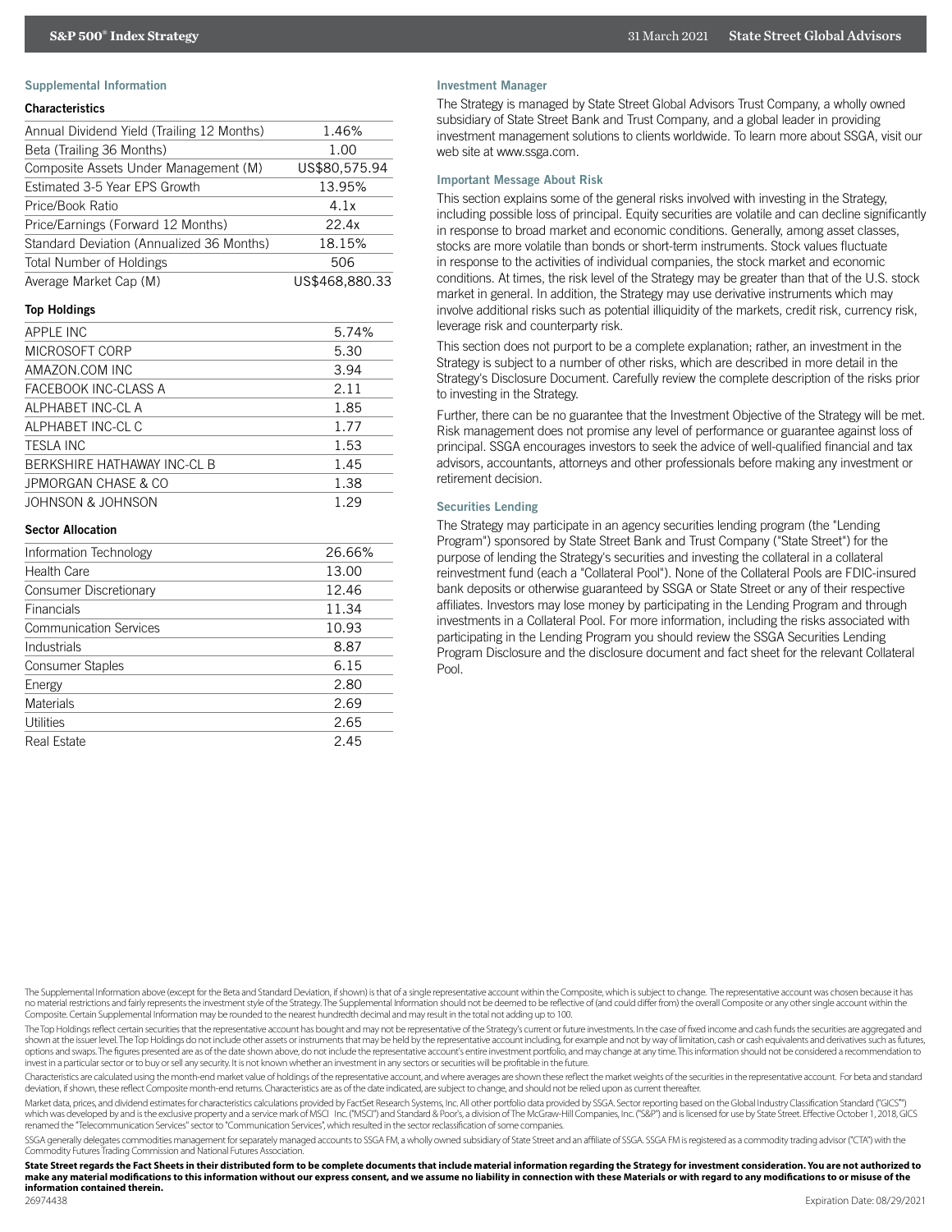## Supplemental Information

### Characteristics

| | |
|---|---|
| Annual Dividend Yield (Trailing 12 Months) | 1.46% |
| Beta (Trailing 36 Months) | 1.00 |
| Composite Assets Under Management (M) | US$80,575.94 |
| Estimated 3-5 Year EPS Growth | 13.95% |
| Price/Book Ratio | 4.1x |
| Price/Earnings (Forward 12 Months) | 22.4x |
| Standard Deviation (Annualized 36 Months) | 18.15% |
| Total Number of Holdings | 506 |
| Average Market Cap (M) | US$468,880.33 |

### Top Holdings

| | |
|---|---|
| APPLE INC | 5.74% |
| MICROSOFT CORP | 5.30 |
| AMAZON.COM INC | 3.94 |
| FACEBOOK INC-CLASS A | 2.11 |
| ALPHABET INC-CL A | 1.85 |
| ALPHABET INC-CL C | 1.77 |
| TESLA INC | 1.53 |
| BERKSHIRE HATHAWAY INC-CL B | 1.45 |
| JPMORGAN CHASE & CO | 1.38 |
| JOHNSON & JOHNSON | 1.29 |

### Sector Allocation

| | |
|---|---|
| Information Technology | 26.66% |
| Health Care | 13.00 |
| Consumer Discretionary | 12.46 |
| Financials | 11.34 |
| Communication Services | 10.93 |
| Industrials | 8.87 |
| Consumer Staples | 6.15 |
| Energy | 2.80 |
| Materials | 2.69 |
| Utilities | 2.65 |
| Real Estate | 2.45 |

## Investment Manager

The Strategy is managed by State Street Global Advisors Trust Company, a wholly owned subsidiary of State Street Bank and Trust Company, and a global leader in providing investment management solutions to clients worldwide. To learn more about SSGA, visit our web site at www.ssga.com.

## Important Message About Risk

This section explains some of the general risks involved with investing in the Strategy, including possible loss of principal. Equity securities are volatile and can decline significantly in response to broad market and economic conditions. Generally, among asset classes, stocks are more volatile than bonds or short-term instruments. Stock values fluctuate in response to the activities of individual companies, the stock market and economic conditions. At times, the risk level of the Strategy may be greater than that of the U.S. stock market in general. In addition, the Strategy may use derivative instruments which may involve additional risks such as potential illiquidity of the markets, credit risk, currency risk, leverage risk and counterparty risk.

This section does not purport to be a complete explanation; rather, an investment in the Strategy is subject to a number of other risks, which are described in more detail in the Strategy's Disclosure Document. Carefully review the complete description of the risks prior to investing in the Strategy.

Further, there can be no guarantee that the Investment Objective of the Strategy will be met. Risk management does not promise any level of performance or guarantee against loss of principal. SSGA encourages investors to seek the advice of well-qualified financial and tax advisors, accountants, attorneys and other professionals before making any investment or retirement decision.

## Securities Lending

The Strategy may participate in an agency securities lending program (the "Lending Program") sponsored by State Street Bank and Trust Company ("State Street") for the purpose of lending the Strategy's securities and investing the collateral in a collateral reinvestment fund (each a "Collateral Pool"). None of the Collateral Pools are FDIC-insured bank deposits or otherwise guaranteed by SSGA or State Street or any of their respective affiliates. Investors may lose money by participating in the Lending Program and through investments in a Collateral Pool. For more information, including the risks associated with participating in the Lending Program you should review the SSGA Securities Lending Program Disclosure and the disclosure document and fact sheet for the relevant Collateral Pool.

The Supplemental Information above (except for the Beta and Standard Deviation, if shown) is that of a single representative account within the Composite, which is subject to change. The representative account was chosen because it has no material restrictions and fairly represents the investment style of the Strategy. The Supplemental Information should not be deemed to be reflective of (and could differ from) the overall Composite or any other single account within the Composite. Certain Supplemental Information may be rounded to the nearest hundredth decimal and may result in the total not adding up to 100.

The Top Holdings reflect certain securities that the representative account has bought and may not be representative of the Strategy's current or future investments. In the case of fixed income and cash funds the securities are aggregated and shown at the issuer level. The Top Holdings do not include other assets or instruments that may be held by the representative account including, for example and not by way of limitation, cash or cash equivalents and derivatives such as futures, options and swaps. The figures presented are as of the date shown above, do not include the representative account's entire investment portfolio, and may change at any time. This information should not be considered a recommendation to invest in a particular sector or to buy or sell any security. It is not known whether an investment in any sectors or securities will be profitable in the future.

Characteristics are calculated using the month-end market value of holdings of the representative account, and where averages are shown these reflect the market weights of the securities in the representative account. For beta and standard deviation, if shown, these reflect Composite month-end returns. Characteristics are as of the date indicated, are subject to change, and should not be relied upon as current thereafter.

Market data, prices, and dividend estimates for characteristics calculations provided by FactSet Research Systems, Inc. All other portfolio data provided by SSGA. Sector reporting based on the Global Industry Classification Standard ("GICS®") which was developed by and is the exclusive property and a service mark of MSCI Inc. ("MSCI") and Standard & Poor's, a division of The McGraw-Hill Companies, Inc. ("S&P") and is licensed for use by State Street. Effective October 1, 2018, GICS renamed the "Telecommunication Services" sector to "Communication Services", which resulted in the sector reclassification of some companies.

SSGA generally delegates commodities management for separately managed accounts to SSGA FM, a wholly owned subsidiary of State Street and an affiliate of SSGA. SSGA FM is registered as a commodity trading advisor ("CTA") with the Commodity Futures Trading Commission and National Futures Association.

**State Street regards the Fact Sheets in their distributed form to be complete documents that include material information regarding the Strategy for investment consideration. You are not authorized to make any material modifications to this information without our express consent, and we assume no liability in connection with these Materials or with regard to any modifications to or misuse of the information contained therein.**

26974438

Expiration Date: 08/29/2021